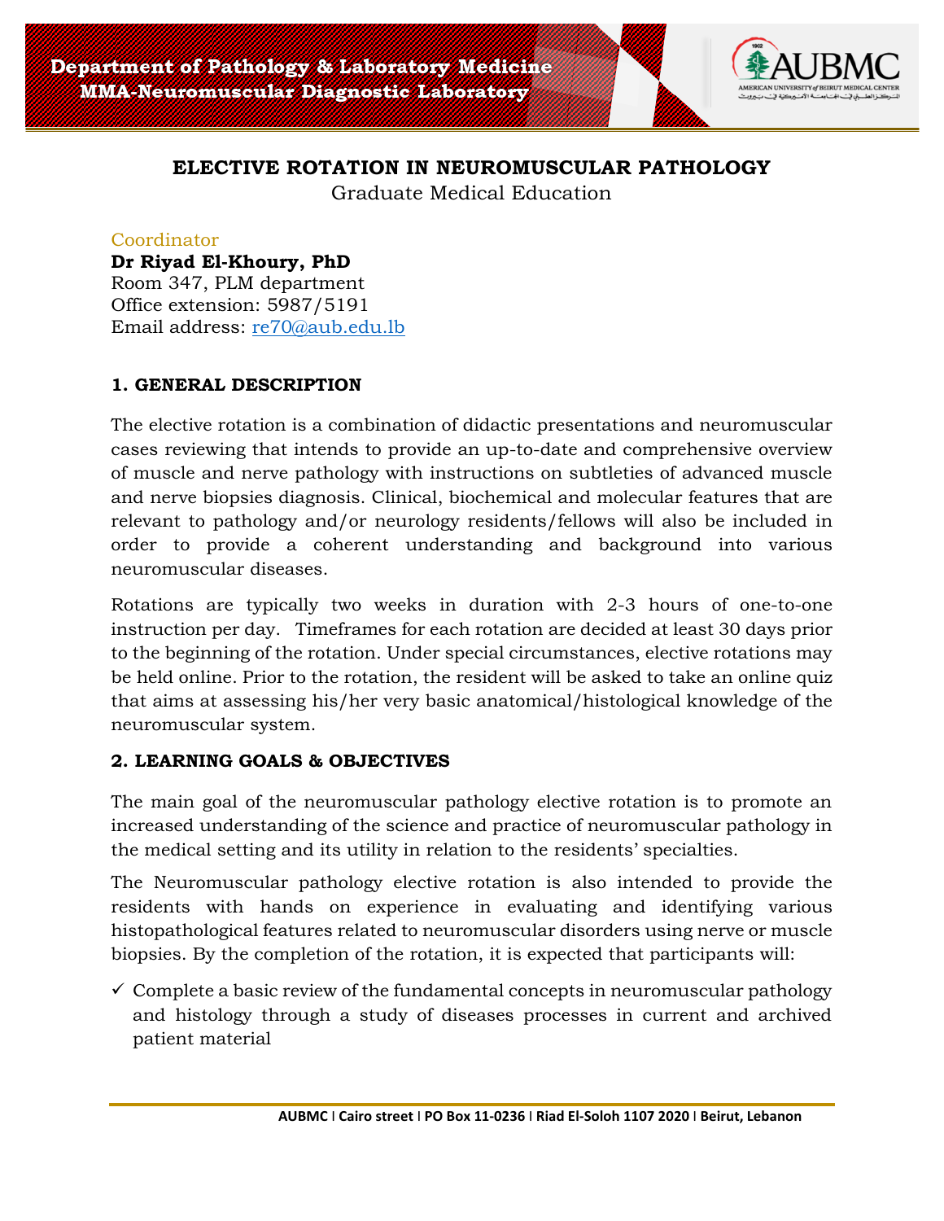Department of Pathology & Laboratory Medicine
MMA-Neuromuscular Diagnostic Laboratory

# ELECTIVE ROTATION IN NEUROMUSCULAR PATHOLOGY

Graduate Medical Education

Coordinator
**Dr Riyad El-Khoury, PhD**
Room 347, PLM department
Office extension: 5987/5191
Email address: re70@aub.edu.lb

## 1. GENERAL DESCRIPTION

The elective rotation is a combination of didactic presentations and neuromuscular cases reviewing that intends to provide an up-to-date and comprehensive overview of muscle and nerve pathology with instructions on subtleties of advanced muscle and nerve biopsies diagnosis. Clinical, biochemical and molecular features that are relevant to pathology and/or neurology residents/fellows will also be included in order to provide a coherent understanding and background into various neuromuscular diseases.

Rotations are typically two weeks in duration with 2-3 hours of one-to-one instruction per day. Timeframes for each rotation are decided at least 30 days prior to the beginning of the rotation. Under special circumstances, elective rotations may be held online. Prior to the rotation, the resident will be asked to take an online quiz that aims at assessing his/her very basic anatomical/histological knowledge of the neuromuscular system.

## 2. LEARNING GOALS & OBJECTIVES

The main goal of the neuromuscular pathology elective rotation is to promote an increased understanding of the science and practice of neuromuscular pathology in the medical setting and its utility in relation to the residents' specialties.

The Neuromuscular pathology elective rotation is also intended to provide the residents with hands on experience in evaluating and identifying various histopathological features related to neuromuscular disorders using nerve or muscle biopsies. By the completion of the rotation, it is expected that participants will:

- ✓ Complete a basic review of the fundamental concepts in neuromuscular pathology and histology through a study of diseases processes in current and archived patient material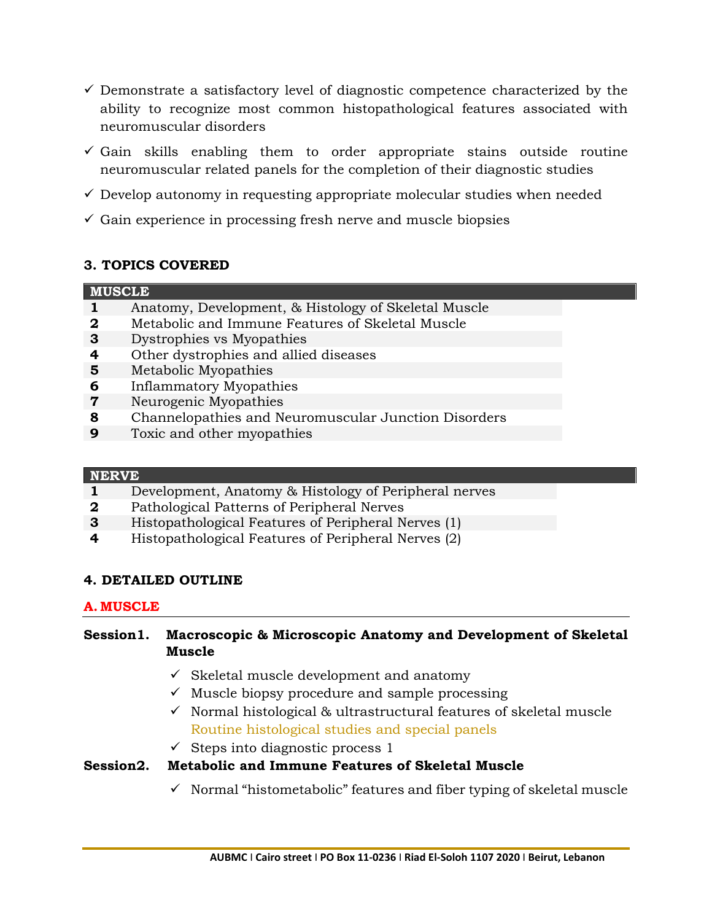- ✓ Demonstrate a satisfactory level of diagnostic competence characterized by the ability to recognize most common histopathological features associated with neuromuscular disorders
- ✓ Gain skills enabling them to order appropriate stains outside routine neuromuscular related panels for the completion of their diagnostic studies
- ✓ Develop autonomy in requesting appropriate molecular studies when needed
- ✓ Gain experience in processing fresh nerve and muscle biopsies

## 3. TOPICS COVERED

| MUSCLE | |
|---|---|
| **1** | Anatomy, Development, & Histology of Skeletal Muscle |
| **2** | Metabolic and Immune Features of Skeletal Muscle |
| **3** | Dystrophies vs Myopathies |
| **4** | Other dystrophies and allied diseases |
| **5** | Metabolic Myopathies |
| **6** | Inflammatory Myopathies |
| **7** | Neurogenic Myopathies |
| **8** | Channelopathies and Neuromuscular Junction Disorders |
| **9** | Toxic and other myopathies |

| NERVE | |
|---|---|
| **1** | Development, Anatomy & Histology of Peripheral nerves |
| **2** | Pathological Patterns of Peripheral Nerves |
| **3** | Histopathological Features of Peripheral Nerves (1) |
| **4** | Histopathological Features of Peripheral Nerves (2) |

## 4. DETAILED OUTLINE

### A. MUSCLE

**Session1. Macroscopic & Microscopic Anatomy and Development of Skeletal Muscle**

- ✓ Skeletal muscle development and anatomy
- ✓ Muscle biopsy procedure and sample processing
- ✓ Normal histological & ultrastructural features of skeletal muscle
  Routine histological studies and special panels
- ✓ Steps into diagnostic process 1

**Session2. Metabolic and Immune Features of Skeletal Muscle**

- ✓ Normal "histometabolic" features and fiber typing of skeletal muscle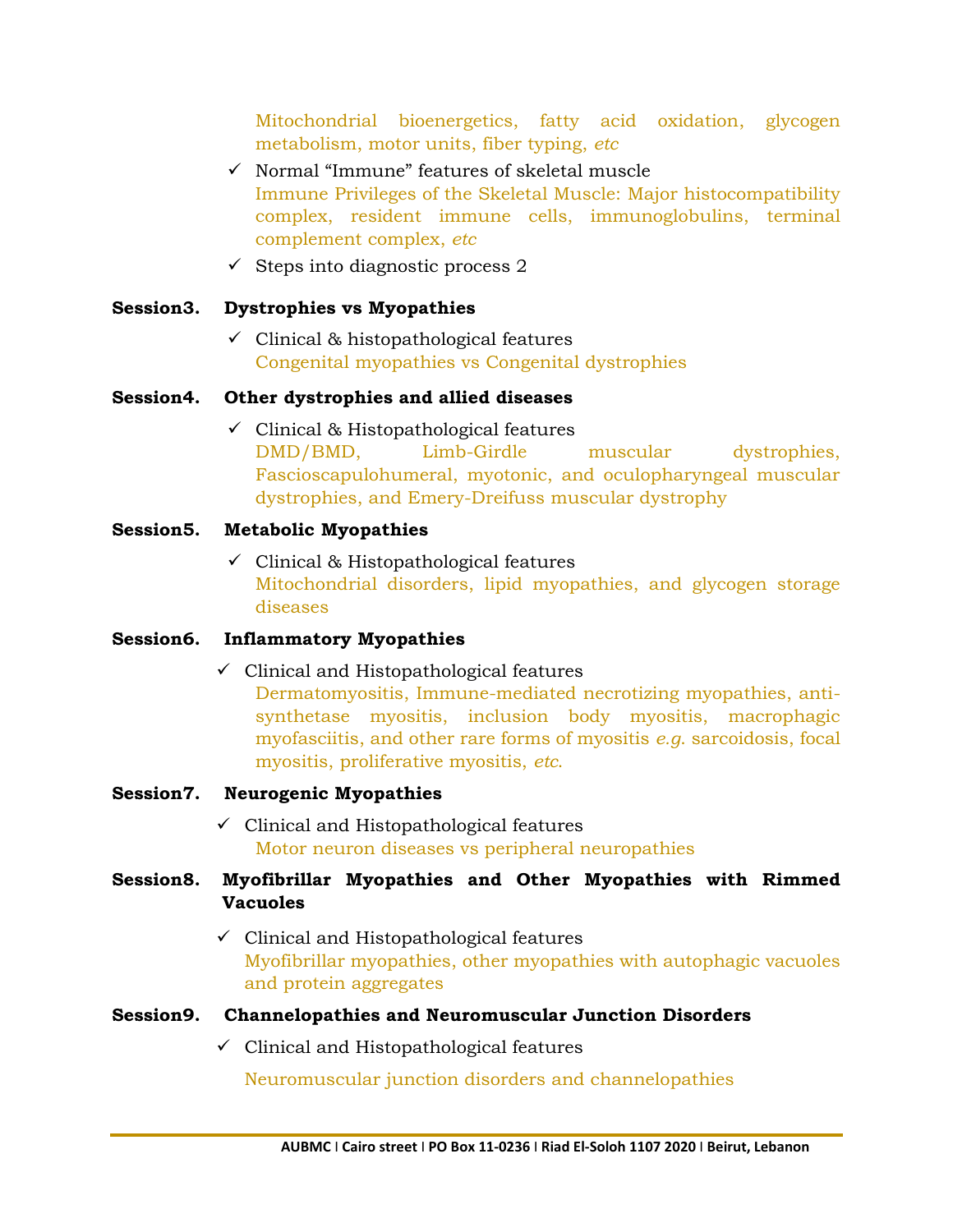Mitochondrial bioenergetics, fatty acid oxidation, glycogen metabolism, motor units, fiber typing, *etc*

- ✓ Normal "Immune" features of skeletal muscle

  Immune Privileges of the Skeletal Muscle: Major histocompatibility complex, resident immune cells, immunoglobulins, terminal complement complex, *etc*

- ✓ Steps into diagnostic process 2

**Session3. Dystrophies vs Myopathies**

- ✓ Clinical & histopathological features

  Congenital myopathies vs Congenital dystrophies

**Session4. Other dystrophies and allied diseases**

- ✓ Clinical & Histopathological features

  DMD/BMD, Limb-Girdle muscular dystrophies, Fascioscapulohumeral, myotonic, and oculopharyngeal muscular dystrophies, and Emery-Dreifuss muscular dystrophy

**Session5. Metabolic Myopathies**

- ✓ Clinical & Histopathological features

  Mitochondrial disorders, lipid myopathies, and glycogen storage diseases

**Session6. Inflammatory Myopathies**

- ✓ Clinical and Histopathological features

  Dermatomyositis, Immune-mediated necrotizing myopathies, anti-synthetase myositis, inclusion body myositis, macrophagic myofasciitis, and other rare forms of myositis *e.g.* sarcoidosis, focal myositis, proliferative myositis, *etc.*

**Session7. Neurogenic Myopathies**

- ✓ Clinical and Histopathological features

  Motor neuron diseases vs peripheral neuropathies

**Session8. Myofibrillar Myopathies and Other Myopathies with Rimmed Vacuoles**

- ✓ Clinical and Histopathological features

  Myofibrillar myopathies, other myopathies with autophagic vacuoles and protein aggregates

**Session9. Channelopathies and Neuromuscular Junction Disorders**

- ✓ Clinical and Histopathological features

  Neuromuscular junction disorders and channelopathies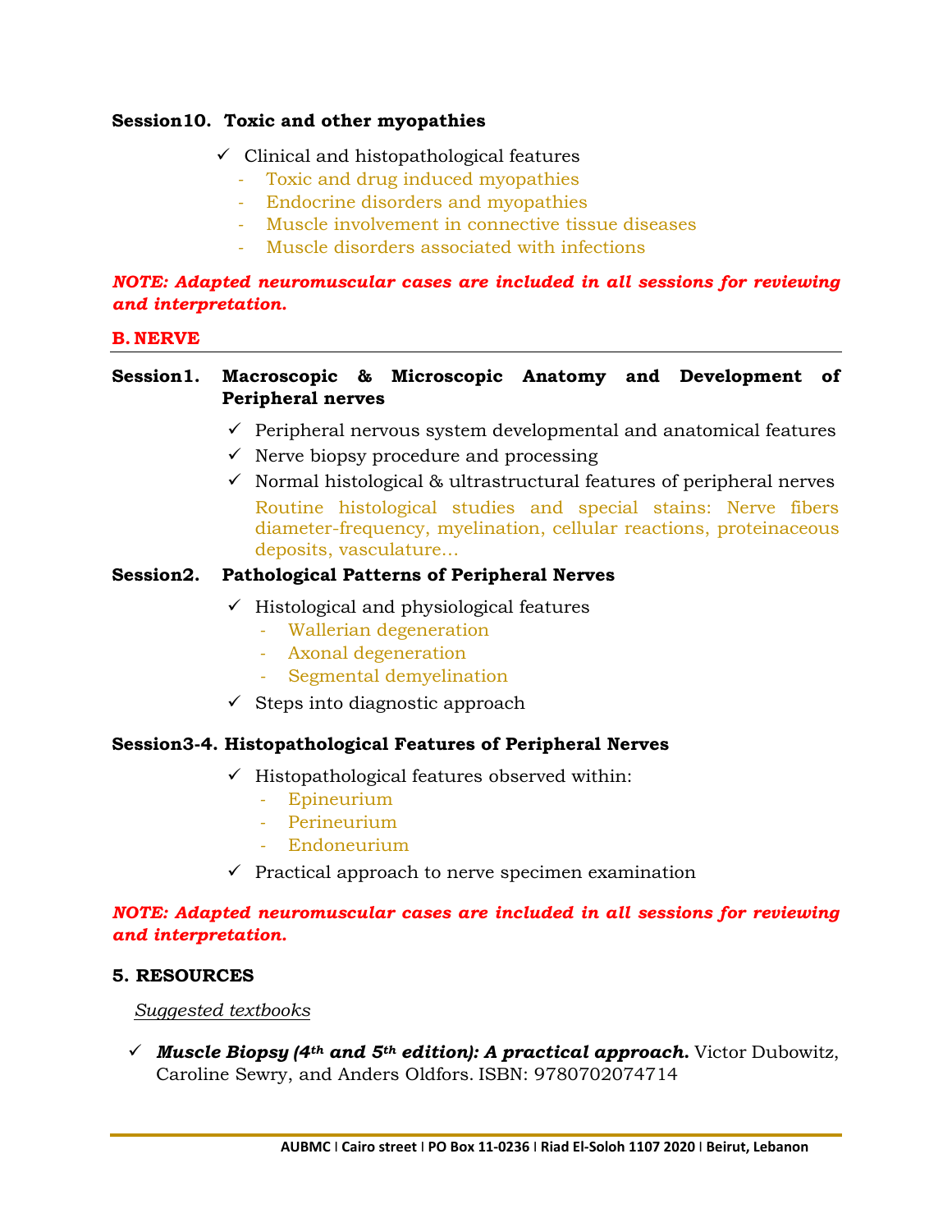**Session10. Toxic and other myopathies**

- ✓ Clinical and histopathological features
  - Toxic and drug induced myopathies
  - Endocrine disorders and myopathies
  - Muscle involvement in connective tissue diseases
  - Muscle disorders associated with infections

***NOTE: Adapted neuromuscular cases are included in all sessions for reviewing and interpretation.***

## B. NERVE

**Session1. Macroscopic & Microscopic Anatomy and Development of Peripheral nerves**

- ✓ Peripheral nervous system developmental and anatomical features
- ✓ Nerve biopsy procedure and processing
- ✓ Normal histological & ultrastructural features of peripheral nerves

  Routine histological studies and special stains: Nerve fibers diameter-frequency, myelination, cellular reactions, proteinaceous deposits, vasculature…

**Session2. Pathological Patterns of Peripheral Nerves**

- ✓ Histological and physiological features
  - Wallerian degeneration
  - Axonal degeneration
  - Segmental demyelination
- ✓ Steps into diagnostic approach

**Session3-4. Histopathological Features of Peripheral Nerves**

- ✓ Histopathological features observed within:
  - Epineurium
  - Perineurium
  - Endoneurium
- ✓ Practical approach to nerve specimen examination

***NOTE: Adapted neuromuscular cases are included in all sessions for reviewing and interpretation.***

## 5. RESOURCES

<u>*Suggested textbooks*</u>

- ✓ ***Muscle Biopsy (4th and 5th edition): A practical approach.*** Victor Dubowitz, Caroline Sewry, and Anders Oldfors. ISBN: 9780702074714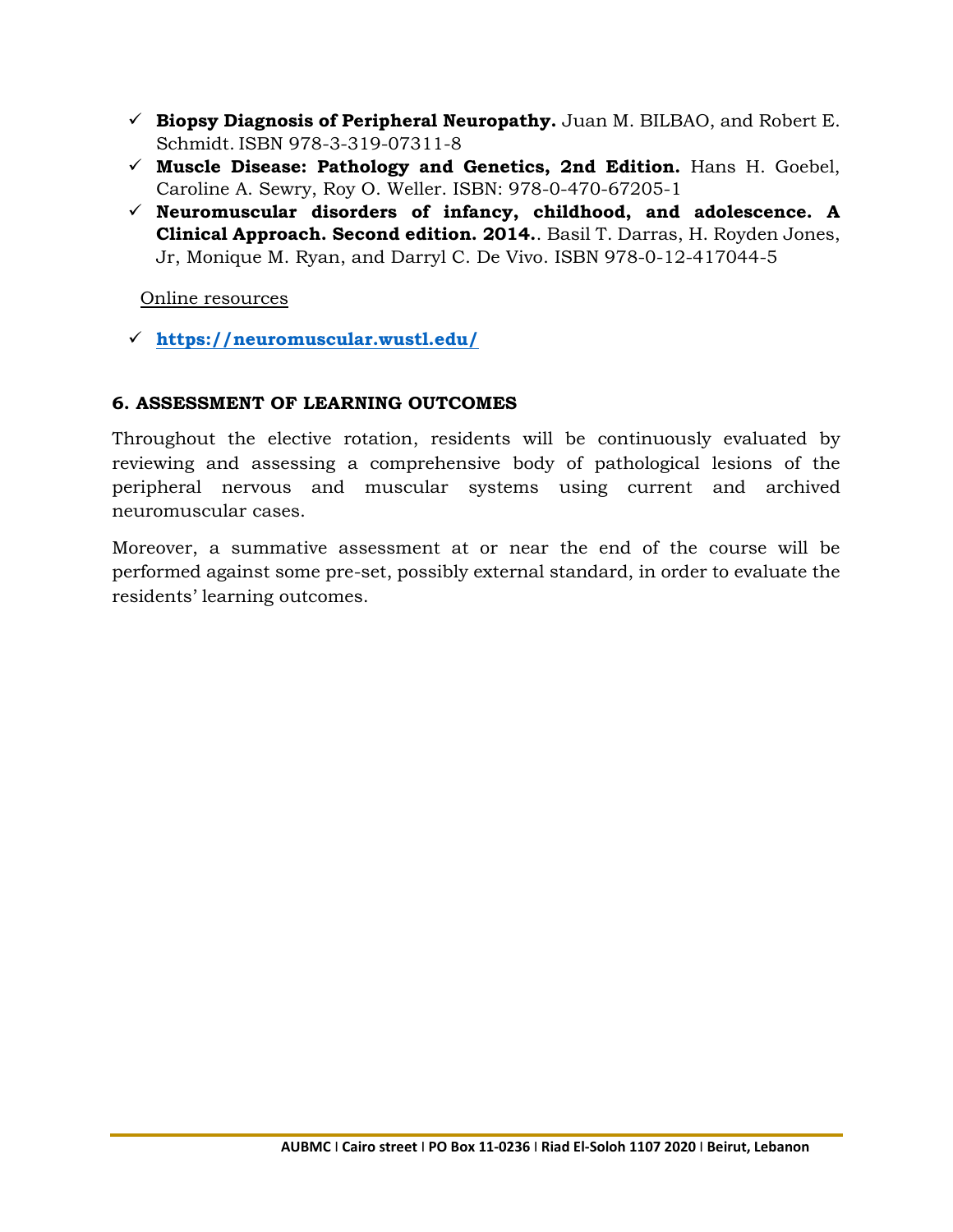- **Biopsy Diagnosis of Peripheral Neuropathy.** Juan M. BILBAO, and Robert E. Schmidt. ISBN 978-3-319-07311-8
- **Muscle Disease: Pathology and Genetics, 2nd Edition.** Hans H. Goebel, Caroline A. Sewry, Roy O. Weller. ISBN: 978-0-470-67205-1
- **Neuromuscular disorders of infancy, childhood, and adolescence. A Clinical Approach. Second edition. 2014.**. Basil T. Darras, H. Royden Jones, Jr, Monique M. Ryan, and Darryl C. De Vivo. ISBN 978-0-12-417044-5

Online resources

- **https://neuromuscular.wustl.edu/**

## 6. ASSESSMENT OF LEARNING OUTCOMES

Throughout the elective rotation, residents will be continuously evaluated by reviewing and assessing a comprehensive body of pathological lesions of the peripheral nervous and muscular systems using current and archived neuromuscular cases.

Moreover, a summative assessment at or near the end of the course will be performed against some pre-set, possibly external standard, in order to evaluate the residents' learning outcomes.